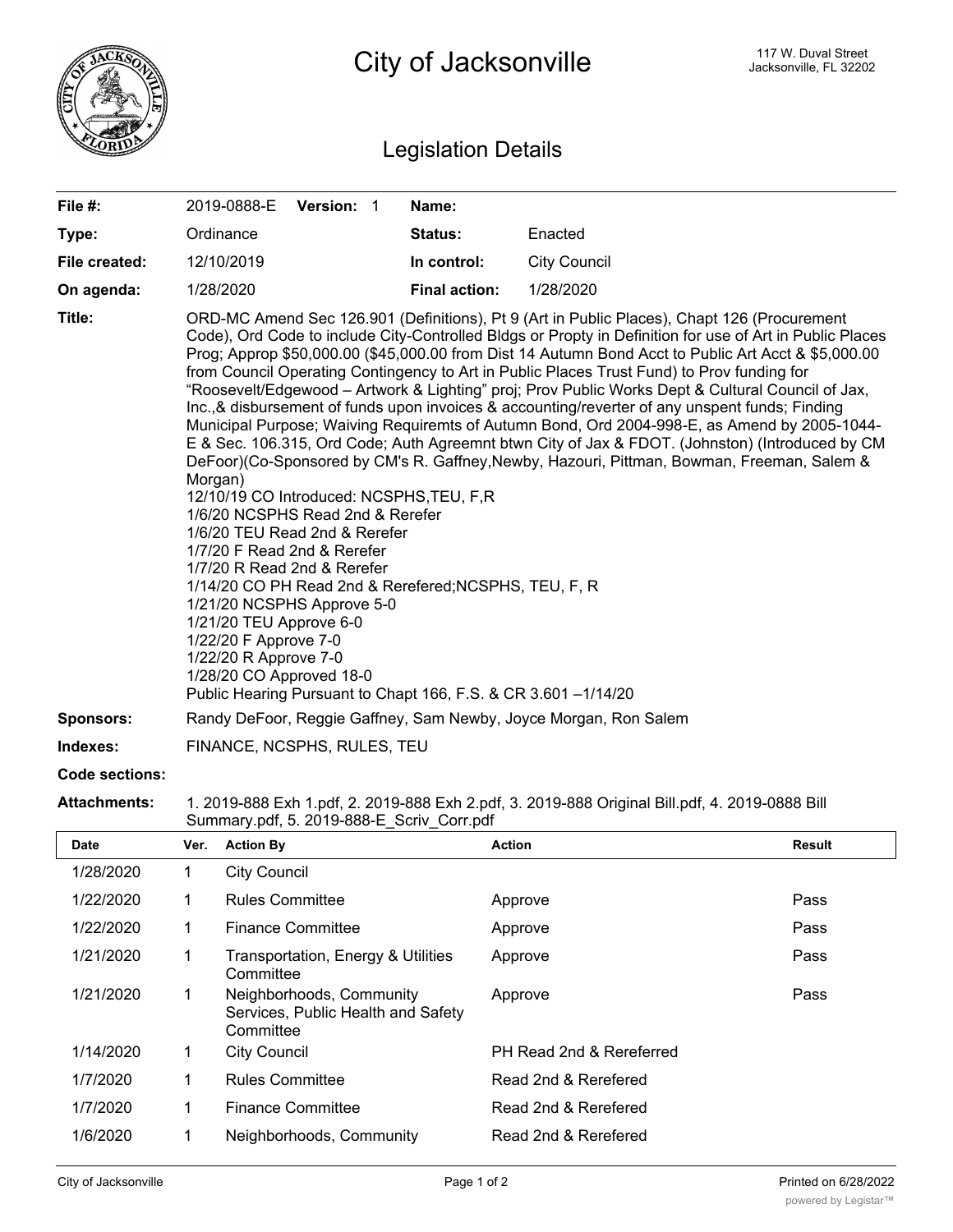# City of Jacksonville

117 W. Duval Street
Jacksonville, FL 32202

## Legislation Details

| | | | |
|---|---|---|---|
| **File #:** | 2019-0888-E **Version:** 1 | **Name:** | |
| **Type:** | Ordinance | **Status:** | Enacted |
| **File created:** | 12/10/2019 | **In control:** | City Council |
| **On agenda:** | 1/28/2020 | **Final action:** | 1/28/2020 |

**Title:** ORD-MC Amend Sec 126.901 (Definitions), Pt 9 (Art in Public Places), Chapt 126 (Procurement Code), Ord Code to include City-Controlled Bldgs or Propty in Definition for use of Art in Public Places Prog; Approp $50,000.00 ($45,000.00 from Dist 14 Autumn Bond Acct to Public Art Acct & $5,000.00 from Council Operating Contingency to Art in Public Places Trust Fund) to Prov funding for “Roosevelt/Edgewood – Artwork & Lighting” proj; Prov Public Works Dept & Cultural Council of Jax, Inc.,& disbursement of funds upon invoices & accounting/reverter of any unspent funds; Finding Municipal Purpose; Waiving Requiremts of Autumn Bond, Ord 2004-998-E, as Amend by 2005-1044-E & Sec. 106.315, Ord Code; Auth Agreemnt btwn City of Jax & FDOT. (Johnston) (Introduced by CM DeFoor)(Co-Sponsored by CM's R. Gaffney,Newby, Hazouri, Pittman, Bowman, Freeman, Salem & Morgan)

12/10/19 CO Introduced: NCSPHS,TEU, F,R
1/6/20 NCSPHS Read 2nd & Rerefer
1/6/20 TEU Read 2nd & Rerefer
1/7/20 F Read 2nd & Rerefer
1/7/20 R Read 2nd & Rerefer
1/14/20 CO PH Read 2nd & Rerefered;NCSPHS, TEU, F, R
1/21/20 NCSPHS Approve 5-0
1/21/20 TEU Approve 6-0
1/22/20 F Approve 7-0
1/22/20 R Approve 7-0
1/28/20 CO Approved 18-0
Public Hearing Pursuant to Chapt 166, F.S. & CR 3.601 –1/14/20

**Sponsors:** Randy DeFoor, Reggie Gaffney, Sam Newby, Joyce Morgan, Ron Salem

**Indexes:** FINANCE, NCSPHS, RULES, TEU

**Code sections:**

**Attachments:** 1. 2019-888 Exh 1.pdf, 2. 2019-888 Exh 2.pdf, 3. 2019-888 Original Bill.pdf, 4. 2019-0888 Bill Summary.pdf, 5. 2019-888-E_Scriv_Corr.pdf

| Date | Ver. | Action By | Action | Result |
|---|---|---|---|---|
| 1/28/2020 | 1 | City Council | | |
| 1/22/2020 | 1 | Rules Committee | Approve | Pass |
| 1/22/2020 | 1 | Finance Committee | Approve | Pass |
| 1/21/2020 | 1 | Transportation, Energy & Utilities Committee | Approve | Pass |
| 1/21/2020 | 1 | Neighborhoods, Community Services, Public Health and Safety Committee | Approve | Pass |
| 1/14/2020 | 1 | City Council | PH Read 2nd & Rereferred | |
| 1/7/2020 | 1 | Rules Committee | Read 2nd & Rerefered | |
| 1/7/2020 | 1 | Finance Committee | Read 2nd & Rerefered | |
| 1/6/2020 | 1 | Neighborhoods, Community | Read 2nd & Rerefered | |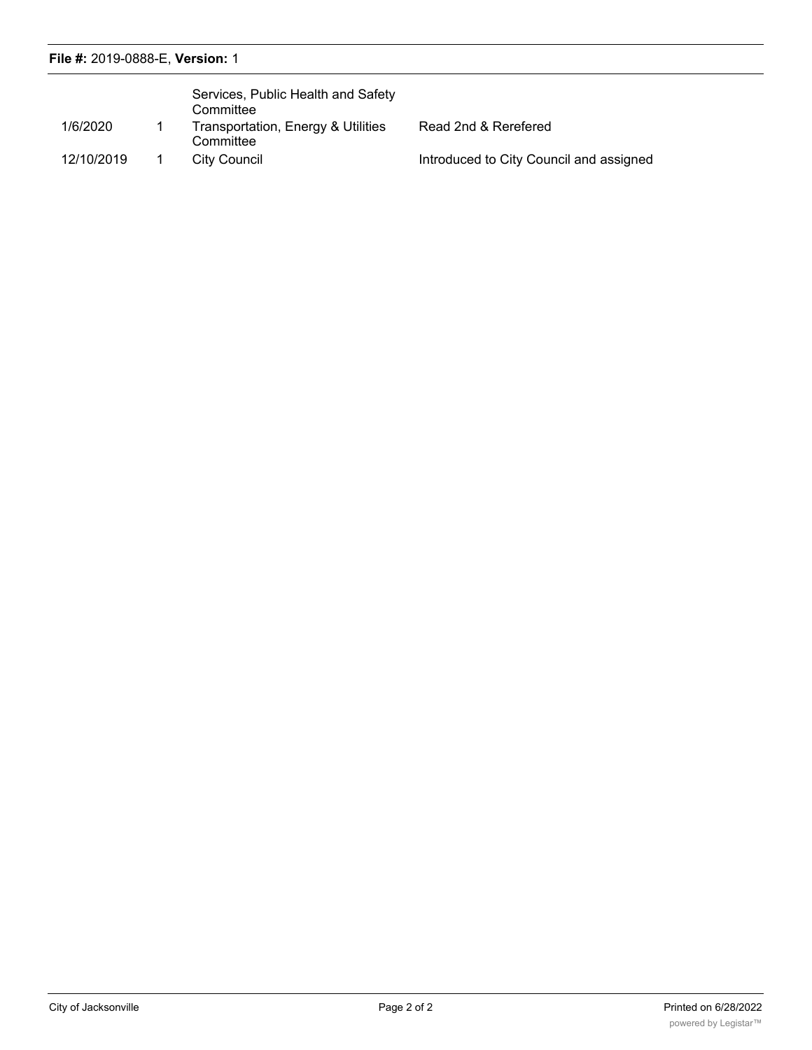| | | | |
|---|---|---|---|
| | | Services, Public Health and Safety Committee | |
| 1/6/2020 | 1 | Transportation, Energy & Utilities Committee | Read 2nd & Rerefered |
| 12/10/2019 | 1 | City Council | Introduced to City Council and assigned |